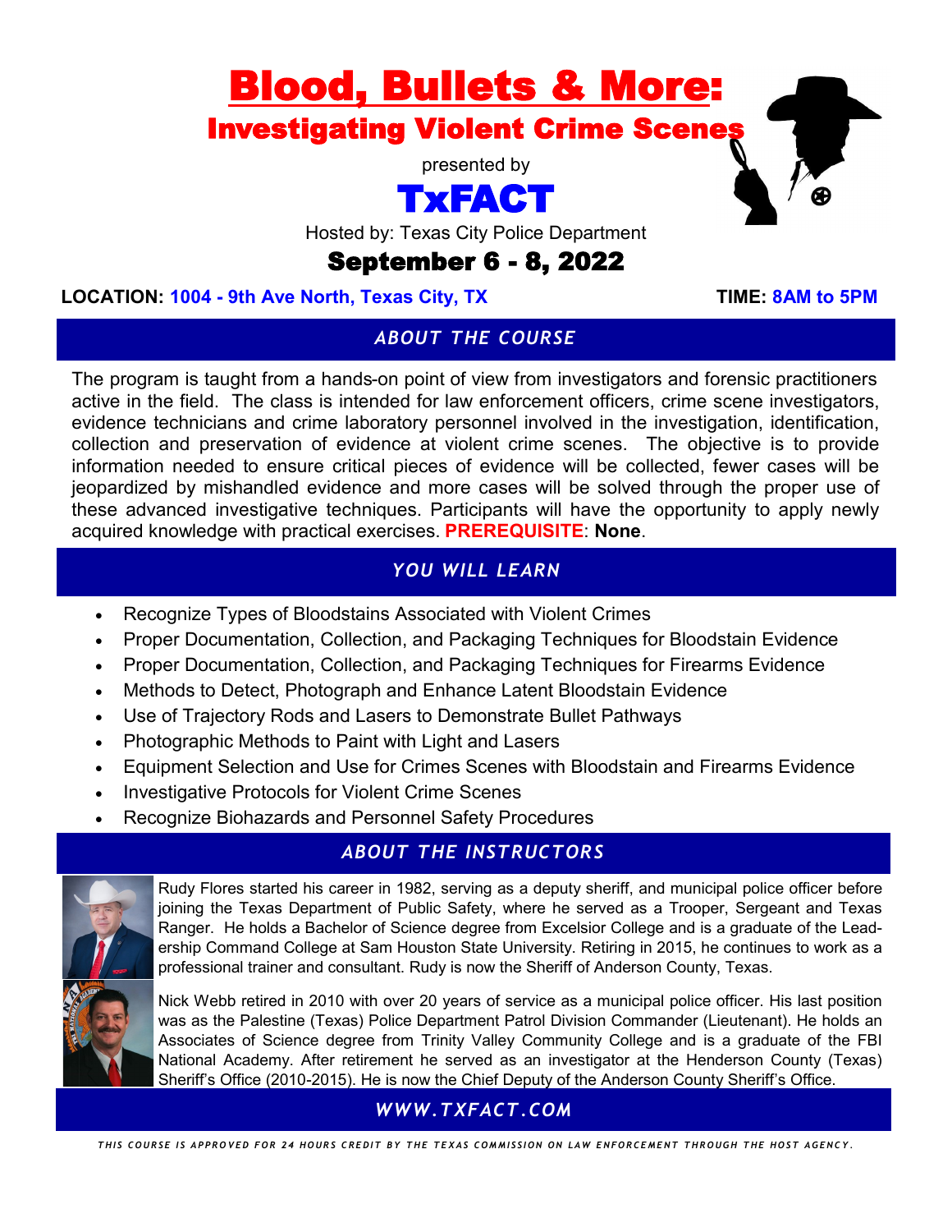# Blood, Bullets & More:

## Investigating Violent Crime Scenes

presented by

**TxFACT**

Hosted by: Texas City Police Department

**September 6 - 8, 2022**

**LOCATION: 1004 - 9th Ave North, Texas City, TX** **TIME: 8AM to 5PM**

## *ABOUT THE COURSE*

The program is taught from a hands-on point of view from investigators and forensic practitioners active in the field. The class is intended for law enforcement officers, crime scene investigators, evidence technicians and crime laboratory personnel involved in the investigation, identification, collection and preservation of evidence at violent crime scenes. The objective is to provide information needed to ensure critical pieces of evidence will be collected, fewer cases will be jeopardized by mishandled evidence and more cases will be solved through the proper use of these advanced investigative techniques. Participants will have the opportunity to apply newly acquired knowledge with practical exercises. **PREREQUISITE**: **None**.

## *YOU WILL LEARN*

- Recognize Types of Bloodstains Associated with Violent Crimes
- Proper Documentation, Collection, and Packaging Techniques for Bloodstain Evidence
- Proper Documentation, Collection, and Packaging Techniques for Firearms Evidence
- Methods to Detect, Photograph and Enhance Latent Bloodstain Evidence
- Use of Trajectory Rods and Lasers to Demonstrate Bullet Pathways
- Photographic Methods to Paint with Light and Lasers
- Equipment Selection and Use for Crimes Scenes with Bloodstain and Firearms Evidence
- Investigative Protocols for Violent Crime Scenes
- Recognize Biohazards and Personnel Safety Procedures

## *ABOUT THE INSTRUCTORS*

Rudy Flores started his career in 1982, serving as a deputy sheriff, and municipal police officer before joining the Texas Department of Public Safety, where he served as a Trooper, Sergeant and Texas Ranger. He holds a Bachelor of Science degree from Excelsior College and is a graduate of the Leadership Command College at Sam Houston State University. Retiring in 2015, he continues to work as a professional trainer and consultant. Rudy is now the Sheriff of Anderson County, Texas.

Nick Webb retired in 2010 with over 20 years of service as a municipal police officer. His last position was as the Palestine (Texas) Police Department Patrol Division Commander (Lieutenant). He holds an Associates of Science degree from Trinity Valley Community College and is a graduate of the FBI National Academy. After retirement he served as an investigator at the Henderson County (Texas) Sheriff's Office (2010-2015). He is now the Chief Deputy of the Anderson County Sheriff's Office.

## *WWW.TXFACT.COM*

*THIS COURSE IS APPROVED FOR 24 HOURS CREDIT BY THE TEXAS COMMISSION ON LAW ENFORCEMENT THROUGH THE HOST AGENCY.*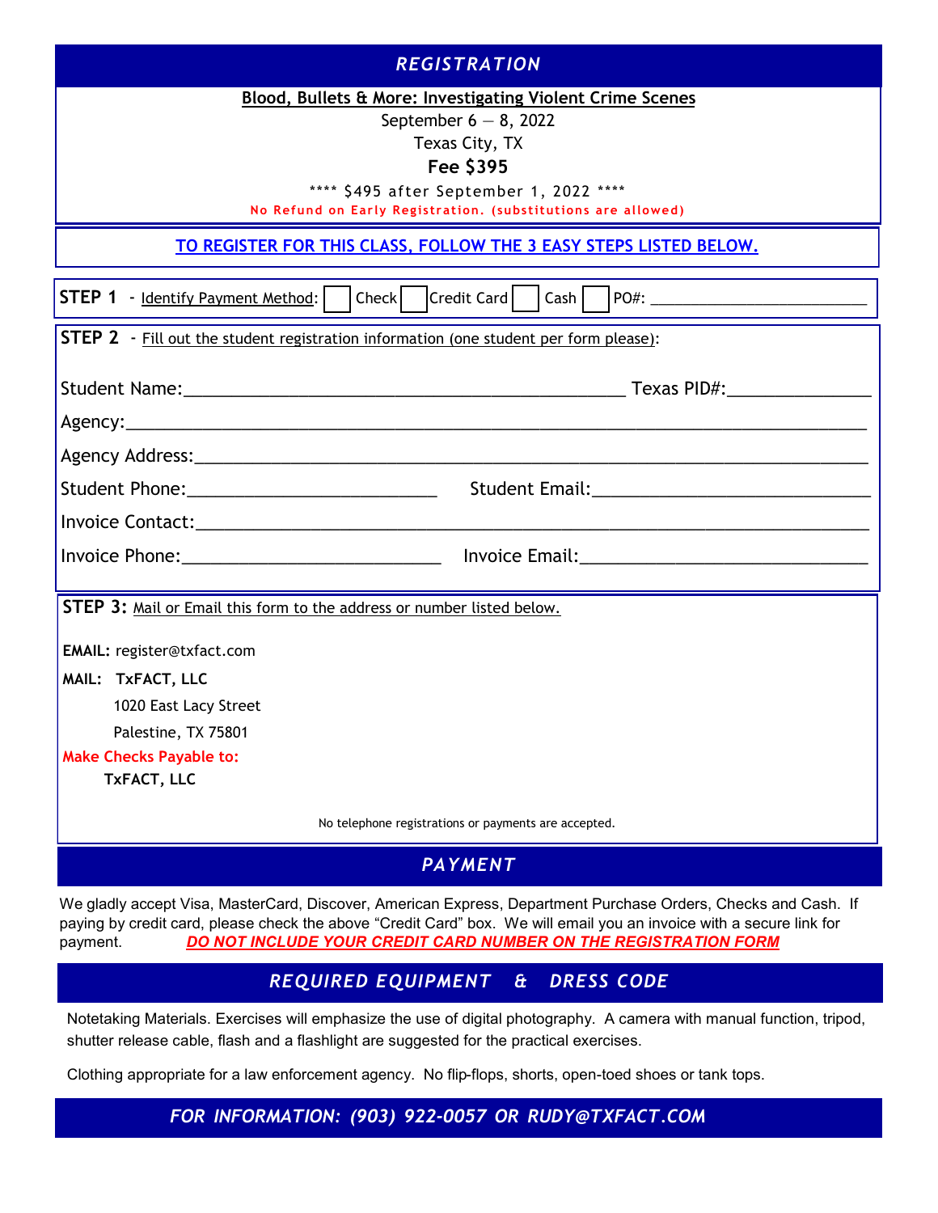## *REGISTRATION*

**Blood, Bullets & More: Investigating Violent Crime Scenes**

September 6 — 8, 2022

Texas City, TX

**Fee $395**

**** $495 after September 1, 2022 ****

No Refund on Early Registration. (substitutions are allowed)

**TO REGISTER FOR THIS CLASS, FOLLOW THE 3 EASY STEPS LISTED BELOW.**

**STEP 1** - Identify Payment Method: ☐ Check ☐ Credit Card ☐ Cash ☐ PO#: ______________________

**STEP 2** - Fill out the student registration information (one student per form please):

Student Name:__________________________________________ Texas PID#:______________

Agency:______________________________________________________________________

Agency Address:_______________________________________________________________

Student Phone:________________________ Student Email:___________________________

Invoice Contact:_______________________________________________________________

Invoice Phone:________________________ Invoice Email:____________________________

**STEP 3:** Mail or Email this form to the address or number listed below.

**EMAIL:** register@txfact.com

**MAIL:** **TxFACT, LLC**
1020 East Lacy Street
Palestine, TX 75801

**Make Checks Payable to:**
**TxFACT, LLC**

No telephone registrations or payments are accepted.

## *PAYMENT*

We gladly accept Visa, MasterCard, Discover, American Express, Department Purchase Orders, Checks and Cash. If paying by credit card, please check the above "Credit Card" box. We will email you an invoice with a secure link for payment. ***DO NOT INCLUDE YOUR CREDIT CARD NUMBER ON THE REGISTRATION FORM***

## *REQUIRED EQUIPMENT & DRESS CODE*

Notetaking Materials. Exercises will emphasize the use of digital photography. A camera with manual function, tripod, shutter release cable, flash and a flashlight are suggested for the practical exercises.

Clothing appropriate for a law enforcement agency. No flip-flops, shorts, open-toed shoes or tank tops.

***FOR INFORMATION: (903) 922-0057 OR RUDY@TXFACT.COM***